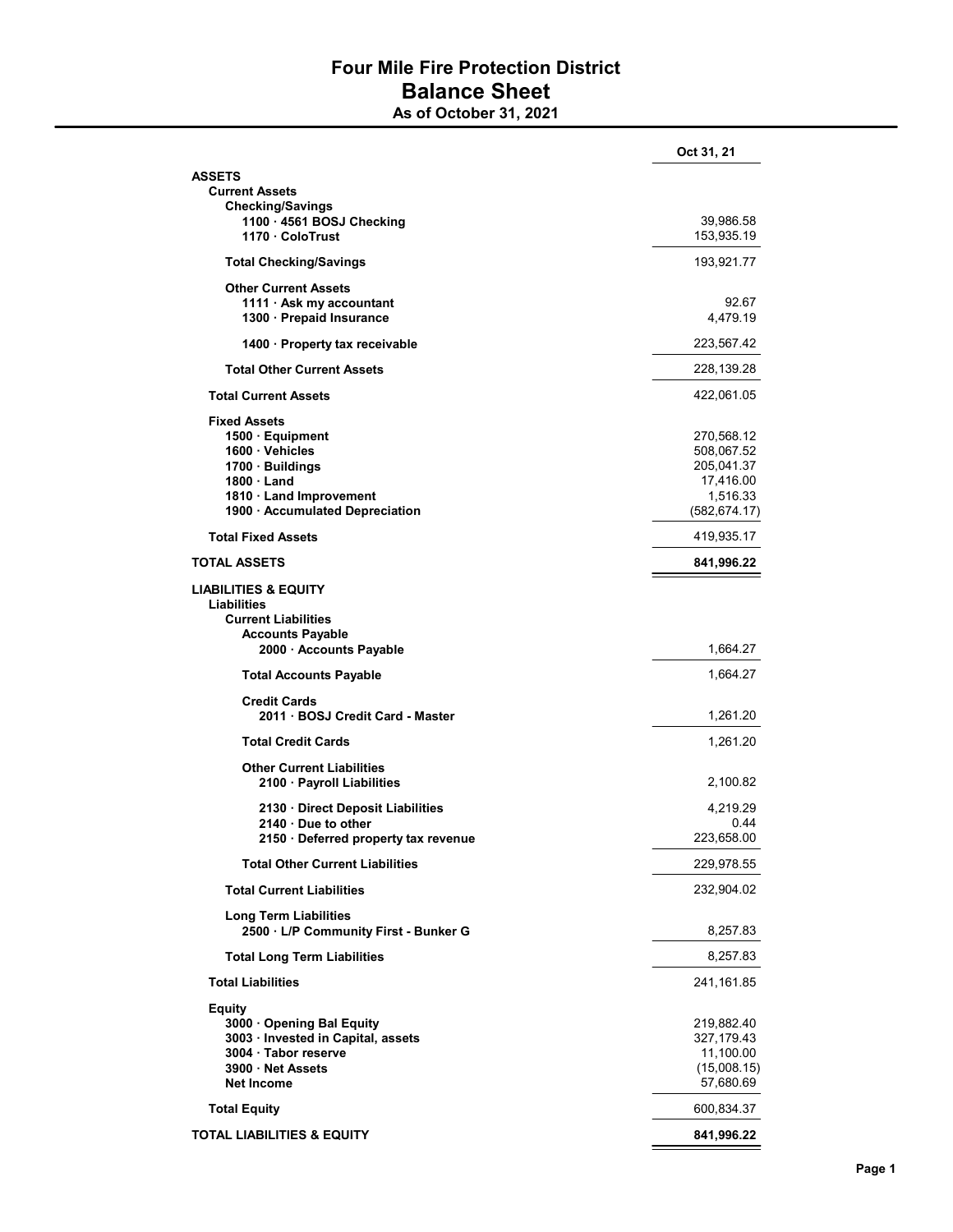# Four Mile Fire Protection District
# Balance Sheet
## As of October 31, 2021

| | Oct 31, 21 |
|---|---|
| **ASSETS** | |
| **Current Assets** | |
| **Checking/Savings** | |
| **1100 · 4561 BOSJ Checking** | 39,986.58 |
| **1170 · ColoTrust** | 153,935.19 |
| **Total Checking/Savings** | 193,921.77 |
| **Other Current Assets** | |
| **1111 · Ask my accountant** | 92.67 |
| **1300 · Prepaid Insurance** | 4,479.19 |
| **1400 · Property tax receivable** | 223,567.42 |
| **Total Other Current Assets** | 228,139.28 |
| **Total Current Assets** | 422,061.05 |
| **Fixed Assets** | |
| **1500 · Equipment** | 270,568.12 |
| **1600 · Vehicles** | 508,067.52 |
| **1700 · Buildings** | 205,041.37 |
| **1800 · Land** | 17,416.00 |
| **1810 · Land Improvement** | 1,516.33 |
| **1900 · Accumulated Depreciation** | (582,674.17) |
| **Total Fixed Assets** | 419,935.17 |
| **TOTAL ASSETS** | **841,996.22** |
| **LIABILITIES & EQUITY** | |
| **Liabilities** | |
| **Current Liabilities** | |
| **Accounts Payable** | |
| **2000 · Accounts Payable** | 1,664.27 |
| **Total Accounts Payable** | 1,664.27 |
| **Credit Cards** | |
| **2011 · BOSJ Credit Card - Master** | 1,261.20 |
| **Total Credit Cards** | 1,261.20 |
| **Other Current Liabilities** | |
| **2100 · Payroll Liabilities** | 2,100.82 |
| **2130 · Direct Deposit Liabilities** | 4,219.29 |
| **2140 · Due to other** | 0.44 |
| **2150 · Deferred property tax revenue** | 223,658.00 |
| **Total Other Current Liabilities** | 229,978.55 |
| **Total Current Liabilities** | 232,904.02 |
| **Long Term Liabilities** | |
| **2500 · L/P Community First - Bunker G** | 8,257.83 |
| **Total Long Term Liabilities** | 8,257.83 |
| **Total Liabilities** | 241,161.85 |
| **Equity** | |
| **3000 · Opening Bal Equity** | 219,882.40 |
| **3003 · Invested in Capital, assets** | 327,179.43 |
| **3004 · Tabor reserve** | 11,100.00 |
| **3900 · Net Assets** | (15,008.15) |
| **Net Income** | 57,680.69 |
| **Total Equity** | 600,834.37 |
| **TOTAL LIABILITIES & EQUITY** | **841,996.22** |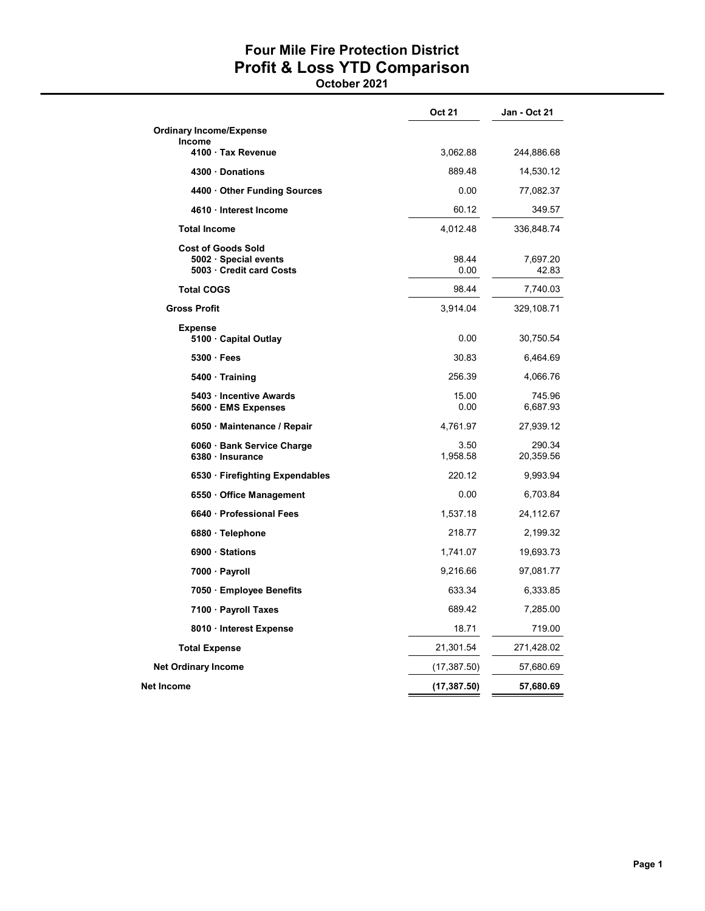# Four Mile Fire Protection District
# Profit & Loss YTD Comparison
**October 2021**

| | Oct 21 | Jan - Oct 21 |
|---|---|---|
| **Ordinary Income/Expense** | | |
| **Income** | | |
| **4100 · Tax Revenue** | 3,062.88 | 244,886.68 |
| **4300 · Donations** | 889.48 | 14,530.12 |
| **4400 · Other Funding Sources** | 0.00 | 77,082.37 |
| **4610 · Interest Income** | 60.12 | 349.57 |
| **Total Income** | 4,012.48 | 336,848.74 |
| **Cost of Goods Sold** | | |
| **5002 · Special events** | 98.44 | 7,697.20 |
| **5003 · Credit card Costs** | 0.00 | 42.83 |
| **Total COGS** | 98.44 | 7,740.03 |
| **Gross Profit** | 3,914.04 | 329,108.71 |
| **Expense** | | |
| **5100 · Capital Outlay** | 0.00 | 30,750.54 |
| **5300 · Fees** | 30.83 | 6,464.69 |
| **5400 · Training** | 256.39 | 4,066.76 |
| **5403 · Incentive Awards** | 15.00 | 745.96 |
| **5600 · EMS Expenses** | 0.00 | 6,687.93 |
| **6050 · Maintenance / Repair** | 4,761.97 | 27,939.12 |
| **6060 · Bank Service Charge** | 3.50 | 290.34 |
| **6380 · Insurance** | 1,958.58 | 20,359.56 |
| **6530 · Firefighting Expendables** | 220.12 | 9,993.94 |
| **6550 · Office Management** | 0.00 | 6,703.84 |
| **6640 · Professional Fees** | 1,537.18 | 24,112.67 |
| **6880 · Telephone** | 218.77 | 2,199.32 |
| **6900 · Stations** | 1,741.07 | 19,693.73 |
| **7000 · Payroll** | 9,216.66 | 97,081.77 |
| **7050 · Employee Benefits** | 633.34 | 6,333.85 |
| **7100 · Payroll Taxes** | 689.42 | 7,285.00 |
| **8010 · Interest Expense** | 18.71 | 719.00 |
| **Total Expense** | 21,301.54 | 271,428.02 |
| **Net Ordinary Income** | (17,387.50) | 57,680.69 |
| **Net Income** | **(17,387.50)** | **57,680.69** |